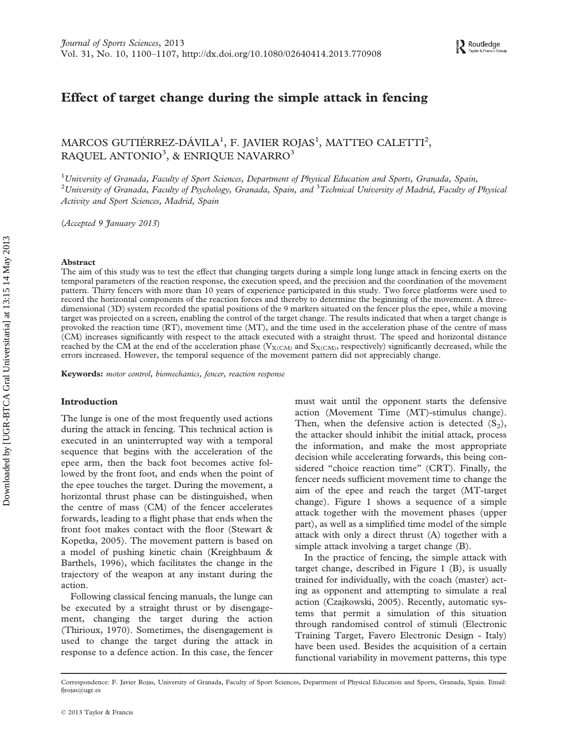# Effect of target change during the simple attack in fencing

MARCOS GUTIÉRREZ-DÁVILA[1], F. JAVIER ROJAS[1], MATTEO CALETTI[2], RAQUEL ANTONIO[3], & ENRIQUE NAVARRO[3]

[1]*University of Granada, Faculty of Sport Sciences, Department of Physical Education and Sports, Granada, Spain,* [2]*University of Granada, Faculty of Psychology, Granada, Spain, and* [3]*Technical University of Madrid, Faculty of Physical Activity and Sport Sciences, Madrid, Spain*

(*Accepted 9 January 2013*)

### Abstract

The aim of this study was to test the effect that changing targets during a simple long lunge attack in fencing exerts on the temporal parameters of the reaction response, the execution speed, and the precision and the coordination of the movement pattern. Thirty fencers with more than 10 years of experience participated in this study. Two force platforms were used to record the horizontal components of the reaction forces and thereby to determine the beginning of the movement. A three-dimensional (3D) system recorded the spatial positions of the 9 markers situated on the fencer plus the epee, while a moving target was projected on a screen, enabling the control of the target change. The results indicated that when a target change is provoked the reaction time (RT), movement time (MT), and the time used in the acceleration phase of the centre of mass (CM) increases significantly with respect to the attack executed with a straight thrust. The speed and horizontal distance reached by the CM at the end of the acceleration phase ($V_{X(CM)}$ and $S_{X(CM)}$, respectively) significantly decreased, while the errors increased. However, the temporal sequence of the movement pattern did not appreciably change.

**Keywords:** *motor control, biomechanics, fencer, reaction response*

## Introduction

The lunge is one of the most frequently used actions during the attack in fencing. This technical action is executed in an uninterrupted way with a temporal sequence that begins with the acceleration of the epee arm, then the back foot becomes active followed by the front foot, and ends when the point of the epee touches the target. During the movement, a horizontal thrust phase can be distinguished, when the centre of mass (CM) of the fencer accelerates forwards, leading to a flight phase that ends when the front foot makes contact with the floor (Stewart & Kopetka, 2005). The movement pattern is based on a model of pushing kinetic chain (Kreighbaum & Barthels, 1996), which facilitates the change in the trajectory of the weapon at any instant during the action.

Following classical fencing manuals, the lunge can be executed by a straight thrust or by disengagement, changing the target during the action (Thirioux, 1970). Sometimes, the disengagement is used to change the target during the attack in response to a defence action. In this case, the fencer must wait until the opponent starts the defensive action (Movement Time (MT)-stimulus change). Then, when the defensive action is detected ($S_2$), the attacker should inhibit the initial attack, process the information, and make the most appropriate decision while accelerating forwards, this being considered "choice reaction time" (CRT). Finally, the fencer needs sufficient movement time to change the aim of the epee and reach the target (MT-target change). Figure 1 shows a sequence of a simple attack together with the movement phases (upper part), as well as a simplified time model of the simple attack with only a direct thrust (A) together with a simple attack involving a target change (B).

In the practice of fencing, the simple attack with target change, described in Figure 1 (B), is usually trained for individually, with the coach (master) acting as opponent and attempting to simulate a real action (Czajkowski, 2005). Recently, automatic systems that permit a simulation of this situation through randomised control of stimuli (Electronic Training Target, Favero Electronic Design - Italy) have been used. Besides the acquisition of a certain functional variability in movement patterns, this type

Correspondence: F. Javier Rojas, University of Granada, Faculty of Sport Sciences, Department of Physical Education and Sports, Granada, Spain. Email: fjrojas@ugr.es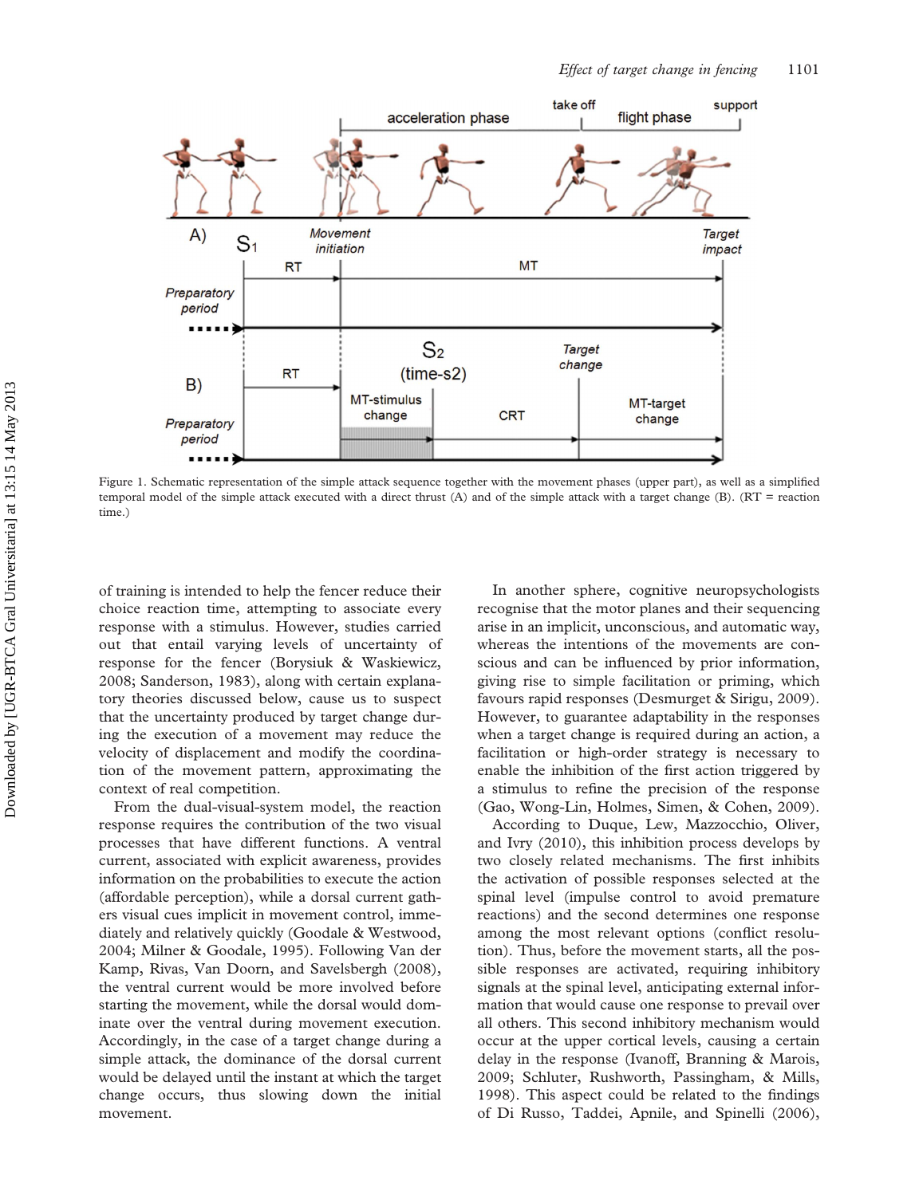Figure 1. Schematic representation of the simple attack sequence together with the movement phases (upper part), as well as a simplified temporal model of the simple attack executed with a direct thrust (A) and of the simple attack with a target change (B). (RT = reaction time.)

of training is intended to help the fencer reduce their choice reaction time, attempting to associate every response with a stimulus. However, studies carried out that entail varying levels of uncertainty of response for the fencer (Borysiuk & Waskiewicz, 2008; Sanderson, 1983), along with certain explanatory theories discussed below, cause us to suspect that the uncertainty produced by target change during the execution of a movement may reduce the velocity of displacement and modify the coordination of the movement pattern, approximating the context of real competition.

From the dual-visual-system model, the reaction response requires the contribution of the two visual processes that have different functions. A ventral current, associated with explicit awareness, provides information on the probabilities to execute the action (affordable perception), while a dorsal current gathers visual cues implicit in movement control, immediately and relatively quickly (Goodale & Westwood, 2004; Milner & Goodale, 1995). Following Van der Kamp, Rivas, Van Doorn, and Savelsbergh (2008), the ventral current would be more involved before starting the movement, while the dorsal would dominate over the ventral during movement execution. Accordingly, in the case of a target change during a simple attack, the dominance of the dorsal current would be delayed until the instant at which the target change occurs, thus slowing down the initial movement.

In another sphere, cognitive neuropsychologists recognise that the motor planes and their sequencing arise in an implicit, unconscious, and automatic way, whereas the intentions of the movements are conscious and can be influenced by prior information, giving rise to simple facilitation or priming, which favours rapid responses (Desmurget & Sirigu, 2009). However, to guarantee adaptability in the responses when a target change is required during an action, a facilitation or high-order strategy is necessary to enable the inhibition of the first action triggered by a stimulus to refine the precision of the response (Gao, Wong-Lin, Holmes, Simen, & Cohen, 2009).

According to Duque, Lew, Mazzocchio, Oliver, and Ivry (2010), this inhibition process develops by two closely related mechanisms. The first inhibits the activation of possible responses selected at the spinal level (impulse control to avoid premature reactions) and the second determines one response among the most relevant options (conflict resolution). Thus, before the movement starts, all the possible responses are activated, requiring inhibitory signals at the spinal level, anticipating external information that would cause one response to prevail over all others. This second inhibitory mechanism would occur at the upper cortical levels, causing a certain delay in the response (Ivanoff, Branning & Marois, 2009; Schluter, Rushworth, Passingham, & Mills, 1998). This aspect could be related to the findings of Di Russo, Taddei, Apnile, and Spinelli (2006),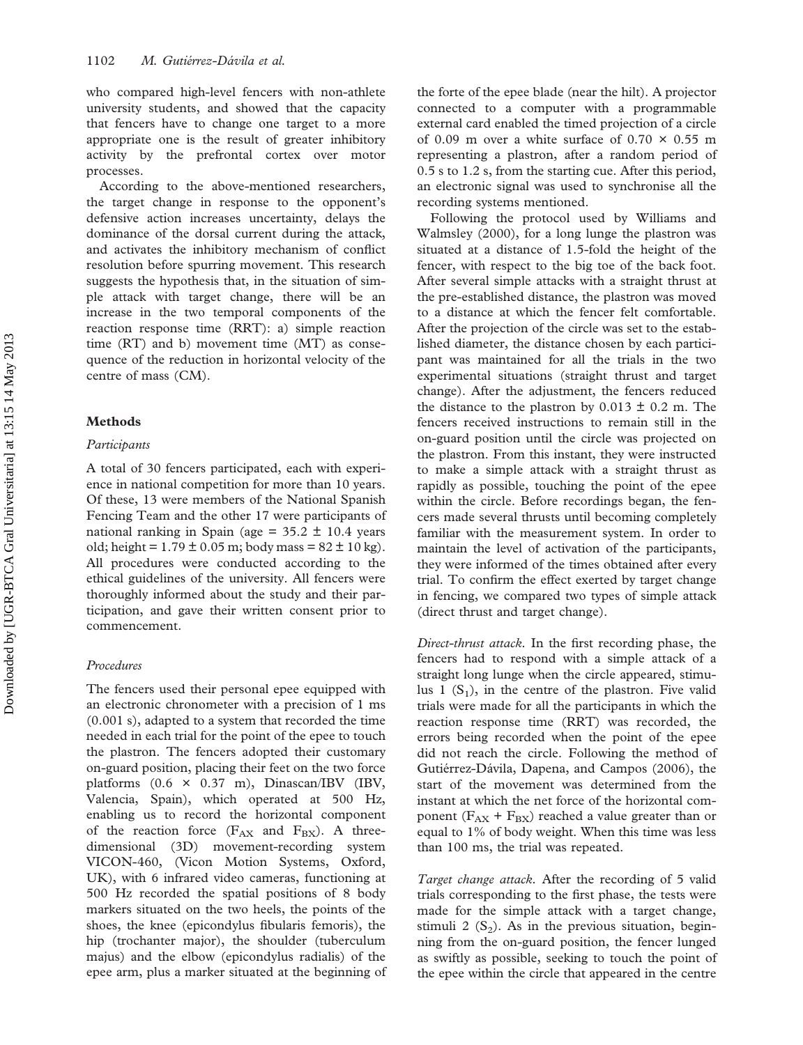who compared high-level fencers with non-athlete university students, and showed that the capacity that fencers have to change one target to a more appropriate one is the result of greater inhibitory activity by the prefrontal cortex over motor processes.

According to the above-mentioned researchers, the target change in response to the opponent's defensive action increases uncertainty, delays the dominance of the dorsal current during the attack, and activates the inhibitory mechanism of conflict resolution before spurring movement. This research suggests the hypothesis that, in the situation of simple attack with target change, there will be an increase in the two temporal components of the reaction response time (RRT): a) simple reaction time (RT) and b) movement time (MT) as consequence of the reduction in horizontal velocity of the centre of mass (CM).

## Methods

### *Participants*

A total of 30 fencers participated, each with experience in national competition for more than 10 years. Of these, 13 were members of the National Spanish Fencing Team and the other 17 were participants of national ranking in Spain (age = 35.2 ± 10.4 years old; height = 1.79 ± 0.05 m; body mass = 82 ± 10 kg). All procedures were conducted according to the ethical guidelines of the university. All fencers were thoroughly informed about the study and their participation, and gave their written consent prior to commencement.

### *Procedures*

The fencers used their personal epee equipped with an electronic chronometer with a precision of 1 ms (0.001 s), adapted to a system that recorded the time needed in each trial for the point of the epee to touch the plastron. The fencers adopted their customary on-guard position, placing their feet on the two force platforms (0.6 × 0.37 m), Dinascan/IBV (IBV, Valencia, Spain), which operated at 500 Hz, enabling us to record the horizontal component of the reaction force ($F_{AX}$ and $F_{BX}$). A three-dimensional (3D) movement-recording system VICON-460, (Vicon Motion Systems, Oxford, UK), with 6 infrared video cameras, functioning at 500 Hz recorded the spatial positions of 8 body markers situated on the two heels, the points of the shoes, the knee (epicondylus fibularis femoris), the hip (trochanter major), the shoulder (tuberculum majus) and the elbow (epicondylus radialis) of the epee arm, plus a marker situated at the beginning of the forte of the epee blade (near the hilt). A projector connected to a computer with a programmable external card enabled the timed projection of a circle of 0.09 m over a white surface of 0.70 × 0.55 m representing a plastron, after a random period of 0.5 s to 1.2 s, from the starting cue. After this period, an electronic signal was used to synchronise all the recording systems mentioned.

Following the protocol used by Williams and Walmsley (2000), for a long lunge the plastron was situated at a distance of 1.5-fold the height of the fencer, with respect to the big toe of the back foot. After several simple attacks with a straight thrust at the pre-established distance, the plastron was moved to a distance at which the fencer felt comfortable. After the projection of the circle was set to the established diameter, the distance chosen by each participant was maintained for all the trials in the two experimental situations (straight thrust and target change). After the adjustment, the fencers reduced the distance to the plastron by 0.013 ± 0.2 m. The fencers received instructions to remain still in the on-guard position until the circle was projected on the plastron. From this instant, they were instructed to make a simple attack with a straight thrust as rapidly as possible, touching the point of the epee within the circle. Before recordings began, the fencers made several thrusts until becoming completely familiar with the measurement system. In order to maintain the level of activation of the participants, they were informed of the times obtained after every trial. To confirm the effect exerted by target change in fencing, we compared two types of simple attack (direct thrust and target change).

*Direct-thrust attack.* In the first recording phase, the fencers had to respond with a simple attack of a straight long lunge when the circle appeared, stimulus 1 ($S_1$), in the centre of the plastron. Five valid trials were made for all the participants in which the reaction response time (RRT) was recorded, the errors being recorded when the point of the epee did not reach the circle. Following the method of Gutiérrez-Dávila, Dapena, and Campos (2006), the start of the movement was determined from the instant at which the net force of the horizontal component ($F_{AX}$ + $F_{BX}$) reached a value greater than or equal to 1% of body weight. When this time was less than 100 ms, the trial was repeated.

*Target change attack.* After the recording of 5 valid trials corresponding to the first phase, the tests were made for the simple attack with a target change, stimuli 2 ($S_2$). As in the previous situation, beginning from the on-guard position, the fencer lunged as swiftly as possible, seeking to touch the point of the epee within the circle that appeared in the centre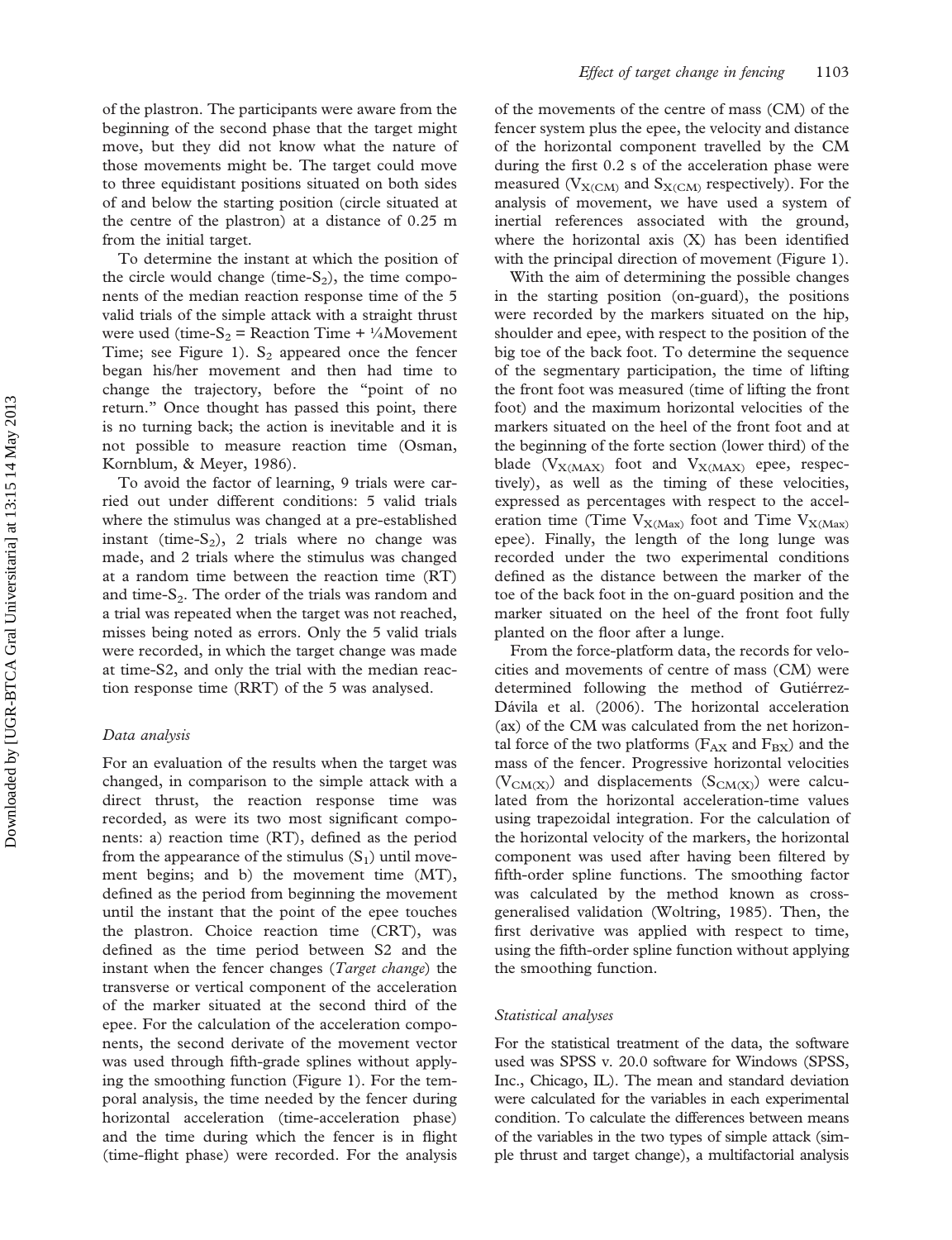of the plastron. The participants were aware from the beginning of the second phase that the target might move, but they did not know what the nature of those movements might be. The target could move to three equidistant positions situated on both sides of and below the starting position (circle situated at the centre of the plastron) at a distance of 0.25 m from the initial target.

To determine the instant at which the position of the circle would change (time-$S_2$), the time components of the median reaction response time of the 5 valid trials of the simple attack with a straight thrust were used (time-$S_2$ = Reaction Time + ¼Movement Time; see Figure 1). $S_2$ appeared once the fencer began his/her movement and then had time to change the trajectory, before the "point of no return." Once thought has passed this point, there is no turning back; the action is inevitable and it is not possible to measure reaction time (Osman, Kornblum, & Meyer, 1986).

To avoid the factor of learning, 9 trials were carried out under different conditions: 5 valid trials where the stimulus was changed at a pre-established instant (time-$S_2$), 2 trials where no change was made, and 2 trials where the stimulus was changed at a random time between the reaction time (RT) and time-$S_2$. The order of the trials was random and a trial was repeated when the target was not reached, misses being noted as errors. Only the 5 valid trials were recorded, in which the target change was made at time-S2, and only the trial with the median reaction response time (RRT) of the 5 was analysed.

### Data analysis

For an evaluation of the results when the target was changed, in comparison to the simple attack with a direct thrust, the reaction response time was recorded, as were its two most significant components: a) reaction time (RT), defined as the period from the appearance of the stimulus ($S_1$) until movement begins; and b) the movement time (MT), defined as the period from beginning the movement until the instant that the point of the epee touches the plastron. Choice reaction time (CRT), was defined as the time period between S2 and the instant when the fencer changes (*Target change*) the transverse or vertical component of the acceleration of the marker situated at the second third of the epee. For the calculation of the acceleration components, the second derivate of the movement vector was used through fifth-grade splines without applying the smoothing function (Figure 1). For the temporal analysis, the time needed by the fencer during horizontal acceleration (time-acceleration phase) and the time during which the fencer is in flight (time-flight phase) were recorded. For the analysis of the movements of the centre of mass (CM) of the fencer system plus the epee, the velocity and distance of the horizontal component travelled by the CM during the first 0.2 s of the acceleration phase were measured ($V_{X(CM)}$ and $S_{X(CM)}$ respectively). For the analysis of movement, we have used a system of inertial references associated with the ground, where the horizontal axis (X) has been identified with the principal direction of movement (Figure 1).

With the aim of determining the possible changes in the starting position (on-guard), the positions were recorded by the markers situated on the hip, shoulder and epee, with respect to the position of the big toe of the back foot. To determine the sequence of the segmentary participation, the time of lifting the front foot was measured (time of lifting the front foot) and the maximum horizontal velocities of the markers situated on the heel of the front foot and at the beginning of the forte section (lower third) of the blade ($V_{X(MAX)}$ foot and $V_{X(MAX)}$ epee, respectively), as well as the timing of these velocities, expressed as percentages with respect to the acceleration time (Time $V_{X(Max)}$ foot and Time $V_{X(Max)}$ epee). Finally, the length of the long lunge was recorded under the two experimental conditions defined as the distance between the marker of the toe of the back foot in the on-guard position and the marker situated on the heel of the front foot fully planted on the floor after a lunge.

From the force-platform data, the records for velocities and movements of centre of mass (CM) were determined following the method of Gutiérrez-Dávila et al. (2006). The horizontal acceleration (ax) of the CM was calculated from the net horizontal force of the two platforms ($F_{AX}$ and $F_{BX}$) and the mass of the fencer. Progressive horizontal velocities ($V_{CM(X)}$) and displacements ($S_{CM(X)}$) were calculated from the horizontal acceleration-time values using trapezoidal integration. For the calculation of the horizontal velocity of the markers, the horizontal component was used after having been filtered by fifth-order spline functions. The smoothing factor was calculated by the method known as cross-generalised validation (Woltring, 1985). Then, the first derivative was applied with respect to time, using the fifth-order spline function without applying the smoothing function.

### Statistical analyses

For the statistical treatment of the data, the software used was SPSS v. 20.0 software for Windows (SPSS, Inc., Chicago, IL). The mean and standard deviation were calculated for the variables in each experimental condition. To calculate the differences between means of the variables in the two types of simple attack (simple thrust and target change), a multifactorial analysis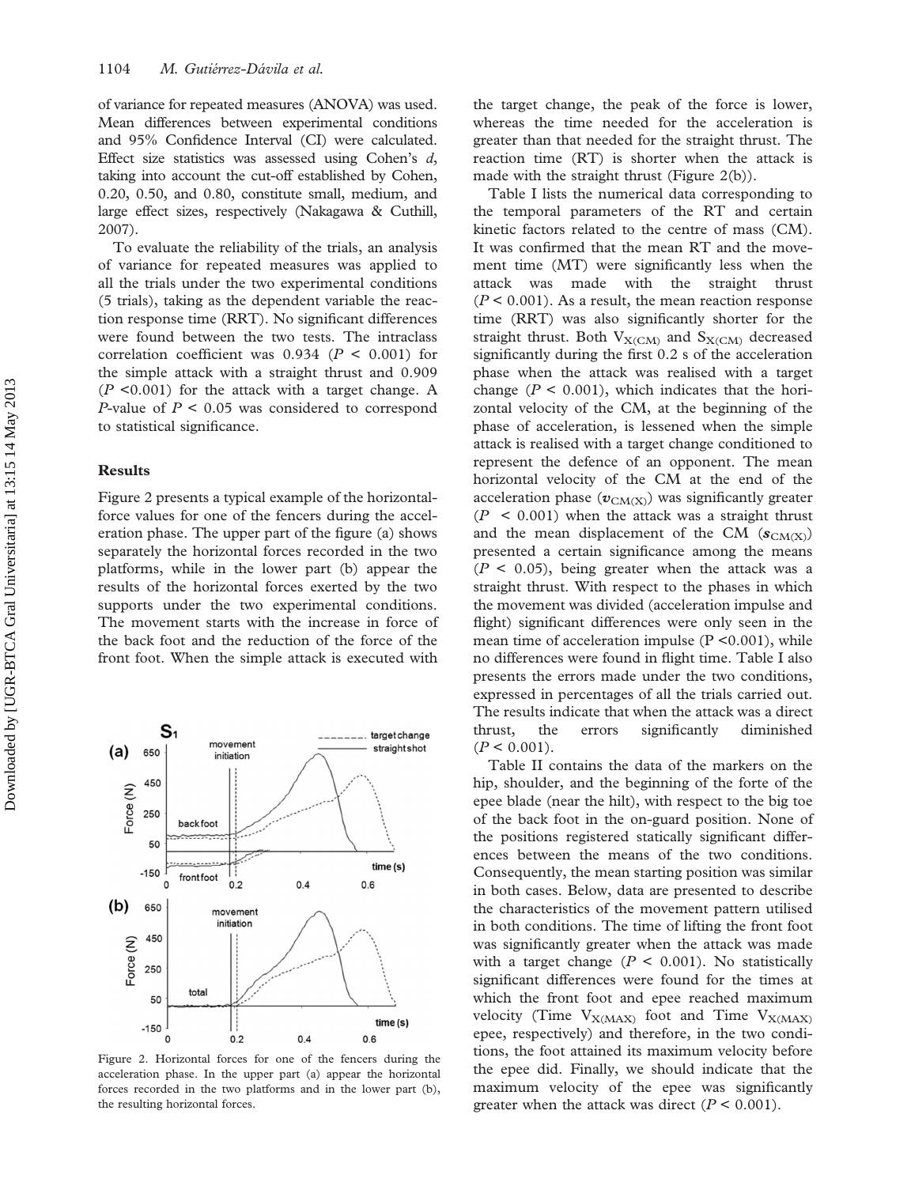of variance for repeated measures (ANOVA) was used. Mean differences between experimental conditions and 95% Confidence Interval (CI) were calculated. Effect size statistics was assessed using Cohen's *d*, taking into account the cut-off established by Cohen, 0.20, 0.50, and 0.80, constitute small, medium, and large effect sizes, respectively (Nakagawa & Cuthill, 2007).

To evaluate the reliability of the trials, an analysis of variance for repeated measures was applied to all the trials under the two experimental conditions (5 trials), taking as the dependent variable the reaction response time (RRT). No significant differences were found between the two tests. The intraclass correlation coefficient was 0.934 ($P < 0.001$) for the simple attack with a straight thrust and 0.909 ($P < 0.001$) for the attack with a target change. A *P*-value of $P < 0.05$ was considered to correspond to statistical significance.

## Results

Figure 2 presents a typical example of the horizontal-force values for one of the fencers during the acceleration phase. The upper part of the figure (a) shows separately the horizontal forces recorded in the two platforms, while in the lower part (b) appear the results of the horizontal forces exerted by the two supports under the two experimental conditions. The movement starts with the increase in force of the back foot and the reduction of the force of the front foot. When the simple attack is executed with the target change, the peak of the force is lower, whereas the time needed for the acceleration is greater than that needed for the straight thrust. The reaction time (RT) is shorter when the attack is made with the straight thrust (Figure 2(b)).

Figure 2. Horizontal forces for one of the fencers during the acceleration phase. In the upper part (a) appear the horizontal forces recorded in the two platforms and in the lower part (b), the resulting horizontal forces.

Table I lists the numerical data corresponding to the temporal parameters of the RT and certain kinetic factors related to the centre of mass (CM). It was confirmed that the mean RT and the movement time (MT) were significantly less when the attack was made with the straight thrust ($P < 0.001$). As a result, the mean reaction response time (RRT) was also significantly shorter for the straight thrust. Both $V_{X(CM)}$ and $S_{X(CM)}$ decreased significantly during the first 0.2 s of the acceleration phase when the attack was realised with a target change ($P < 0.001$), which indicates that the horizontal velocity of the CM, at the beginning of the phase of acceleration, is lessened when the simple attack is realised with a target change conditioned to represent the defence of an opponent. The mean horizontal velocity of the CM at the end of the acceleration phase ($\boldsymbol{v}_{CM(X)}$) was significantly greater ($P < 0.001$) when the attack was a straight thrust and the mean displacement of the CM ($\boldsymbol{s}_{CM(X)}$) presented a certain significance among the means ($P < 0.05$), being greater when the attack was a straight thrust. With respect to the phases in which the movement was divided (acceleration impulse and flight) significant differences were only seen in the mean time of acceleration impulse ($P < 0.001$), while no differences were found in flight time. Table I also presents the errors made under the two conditions, expressed in percentages of all the trials carried out. The results indicate that when the attack was a direct thrust, the errors significantly diminished ($P < 0.001$).

Table II contains the data of the markers on the hip, shoulder, and the beginning of the forte of the epee blade (near the hilt), with respect to the big toe of the back foot in the on-guard position. None of the positions registered statically significant differences between the means of the two conditions. Consequently, the mean starting position was similar in both cases. Below, data are presented to describe the characteristics of the movement pattern utilised in both conditions. The time of lifting the front foot was significantly greater when the attack was made with a target change ($P < 0.001$). No statistically significant differences were found for the times at which the front foot and epee reached maximum velocity (Time $V_{X(MAX)}$ foot and Time $V_{X(MAX)}$ epee, respectively) and therefore, in the two conditions, the foot attained its maximum velocity before the epee did. Finally, we should indicate that the maximum velocity of the epee was significantly greater when the attack was direct ($P < 0.001$).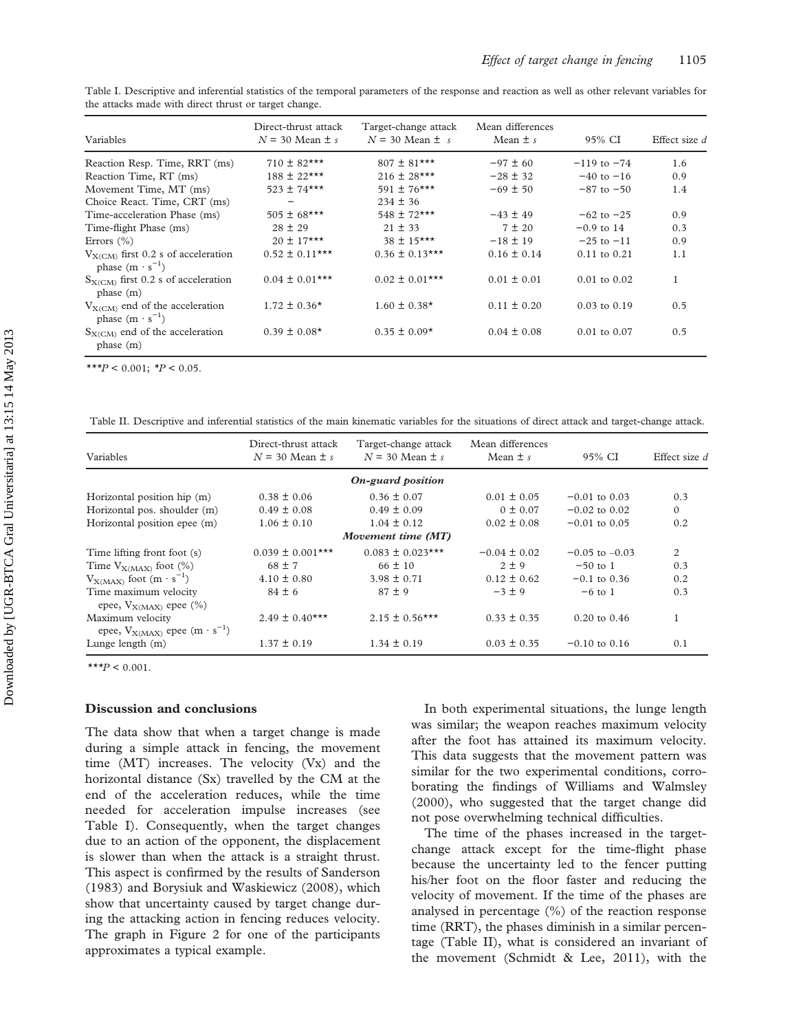Table I. Descriptive and inferential statistics of the temporal parameters of the response and reaction as well as other relevant variables for the attacks made with direct thrust or target change.

| Variables | Direct-thrust attack $N = 30$ Mean ± $s$ | Target-change attack $N = 30$ Mean ± $s$ | Mean differences Mean ± $s$ | 95% CI | Effect size $d$ |
|---|---|---|---|---|---|
| Reaction Resp. Time, RRT (ms) | 710 ± 82*** | 807 ± 81*** | −97 ± 60 | −119 to −74 | 1.6 |
| Reaction Time, RT (ms) | 188 ± 22*** | 216 ± 28*** | −28 ± 32 | −40 to −16 | 0.9 |
| Movement Time, MT (ms) | 523 ± 74*** | 591 ± 76*** | −69 ± 50 | −87 to −50 | 1.4 |
| Choice React. Time, CRT (ms) | – | 234 ± 36 | | | |
| Time-acceleration Phase (ms) | 505 ± 68*** | 548 ± 72*** | −43 ± 49 | −62 to −25 | 0.9 |
| Time-flight Phase (ms) | 28 ± 29 | 21 ± 33 | 7 ± 20 | −0.9 to 14 | 0.3 |
| Errors (%) | 20 ± 17*** | 38 ± 15*** | −18 ± 19 | −25 to −11 | 0.9 |
| $V_{X(CM)}$ first 0.2 s of acceleration phase ($m \cdot s^{-1}$) | 0.52 ± 0.11*** | 0.36 ± 0.13*** | 0.16 ± 0.14 | 0.11 to 0.21 | 1.1 |
| $S_{X(CM)}$ first 0.2 s of acceleration phase (m) | 0.04 ± 0.01*** | 0.02 ± 0.01*** | 0.01 ± 0.01 | 0.01 to 0.02 | 1 |
| $V_{X(CM)}$ end of the acceleration phase ($m \cdot s^{-1}$) | 1.72 ± 0.36* | 1.60 ± 0.38* | 0.11 ± 0.20 | 0.03 to 0.19 | 0.5 |
| $S_{X(CM)}$ end of the acceleration phase (m) | 0.39 ± 0.08* | 0.35 ± 0.09* | 0.04 ± 0.08 | 0.01 to 0.07 | 0.5 |

***$P < 0.001$; *$P < 0.05$.

Table II. Descriptive and inferential statistics of the main kinematic variables for the situations of direct attack and target-change attack.

| Variables | Direct-thrust attack $N = 30$ Mean ± $s$ | Target-change attack $N = 30$ Mean ± $s$ | Mean differences Mean ± $s$ | 95% CI | Effect size $d$ |
|---|---|---|---|---|---|
| | | ***On-guard position*** | | | |
| Horizontal position hip (m) | 0.38 ± 0.06 | 0.36 ± 0.07 | 0.01 ± 0.05 | −0.01 to 0.03 | 0.3 |
| Horizontal pos. shoulder (m) | 0.49 ± 0.08 | 0.49 ± 0.09 | 0 ± 0.07 | −0.02 to 0.02 | 0 |
| Horizontal position epee (m) | 1.06 ± 0.10 | 1.04 ± 0.12 | 0.02 ± 0.08 | −0.01 to 0.05 | 0.2 |
| | | ***Movement time (MT)*** | | | |
| Time lifting front foot (s) | 0.039 ± 0.001*** | 0.083 ± 0.023*** | −0.04 ± 0.02 | −0.05 to −0.03 | 2 |
| Time $V_{X(MAX)}$ foot (%) | 68 ± 7 | 66 ± 10 | 2 ± 9 | −50 to 1 | 0.3 |
| $V_{X(MAX)}$ foot ($m \cdot s^{-1}$) | 4.10 ± 0.80 | 3.98 ± 0.71 | 0.12 ± 0.62 | −0.1 to 0.36 | 0.2 |
| Time maximum velocity epee, $V_{X(MAX)}$ epee (%) | 84 ± 6 | 87 ± 9 | −3 ± 9 | −6 to 1 | 0.3 |
| Maximum velocity epee, $V_{X(MAX)}$ epee ($m \cdot s^{-1}$) | 2.49 ± 0.40*** | 2.15 ± 0.56*** | 0.33 ± 0.35 | 0.20 to 0.46 | 1 |
| Lunge length (m) | 1.37 ± 0.19 | 1.34 ± 0.19 | 0.03 ± 0.35 | −0.10 to 0.16 | 0.1 |

***$P < 0.001$.

## Discussion and conclusions

The data show that when a target change is made during a simple attack in fencing, the movement time (MT) increases. The velocity (Vx) and the horizontal distance (Sx) travelled by the CM at the end of the acceleration reduces, while the time needed for acceleration impulse increases (see Table I). Consequently, when the target changes due to an action of the opponent, the displacement is slower than when the attack is a straight thrust. This aspect is confirmed by the results of Sanderson (1983) and Borysiuk and Waskiewicz (2008), which show that uncertainty caused by target change during the attacking action in fencing reduces velocity. The graph in Figure 2 for one of the participants approximates a typical example.

In both experimental situations, the lunge length was similar; the weapon reaches maximum velocity after the foot has attained its maximum velocity. This data suggests that the movement pattern was similar for the two experimental conditions, corroborating the findings of Williams and Walmsley (2000), who suggested that the target change did not pose overwhelming technical difficulties.

The time of the phases increased in the target-change attack except for the time-flight phase because the uncertainty led to the fencer putting his/her foot on the floor faster and reducing the velocity of movement. If the time of the phases are analysed in percentage (%) of the reaction response time (RRT), the phases diminish in a similar percentage (Table II), what is considered an invariant of the movement (Schmidt & Lee, 2011), with the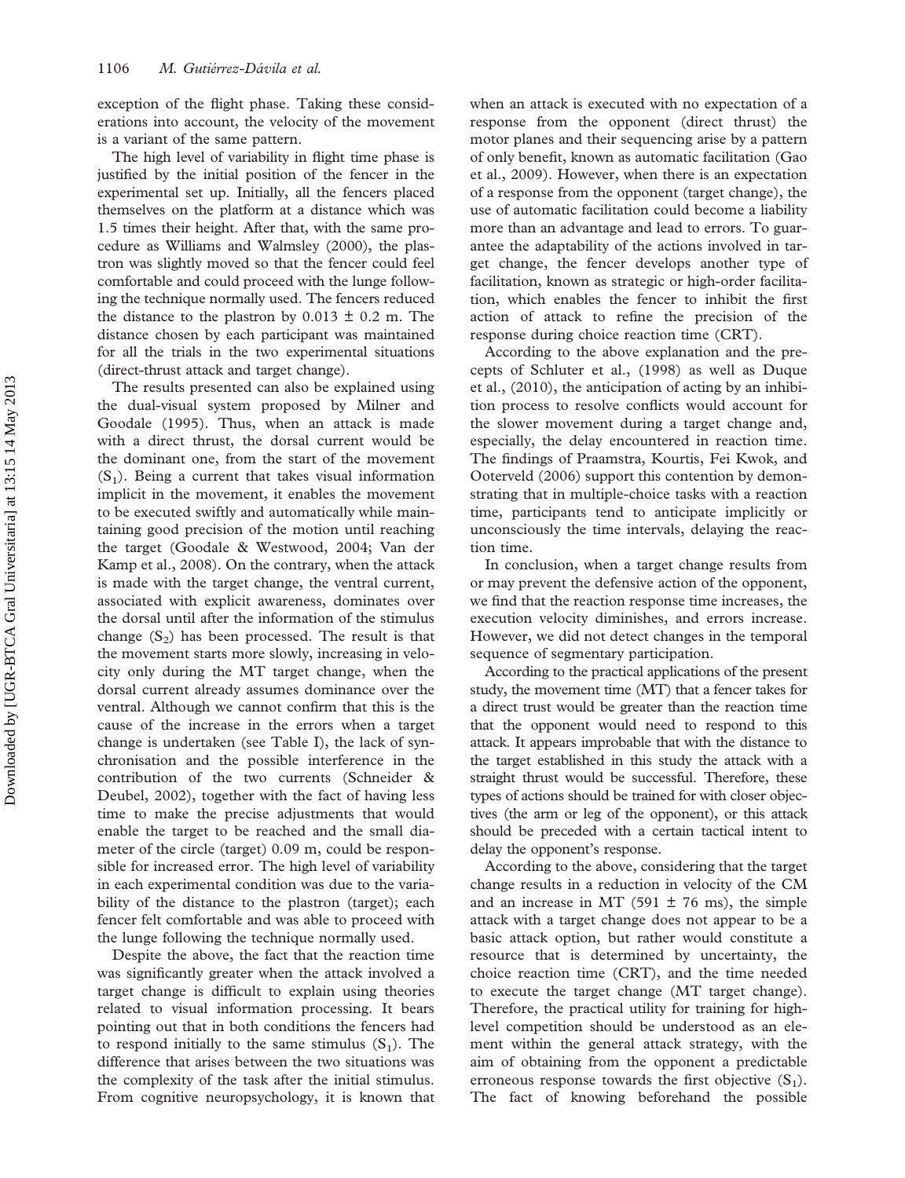exception of the flight phase. Taking these considerations into account, the velocity of the movement is a variant of the same pattern.

The high level of variability in flight time phase is justified by the initial position of the fencer in the experimental set up. Initially, all the fencers placed themselves on the platform at a distance which was 1.5 times their height. After that, with the same procedure as Williams and Walmsley (2000), the plastron was slightly moved so that the fencer could feel comfortable and could proceed with the lunge following the technique normally used. The fencers reduced the distance to the plastron by $0.013 \pm 0.2$ m. The distance chosen by each participant was maintained for all the trials in the two experimental situations (direct-thrust attack and target change).

The results presented can also be explained using the dual-visual system proposed by Milner and Goodale (1995). Thus, when an attack is made with a direct thrust, the dorsal current would be the dominant one, from the start of the movement ($S_1$). Being a current that takes visual information implicit in the movement, it enables the movement to be executed swiftly and automatically while maintaining good precision of the motion until reaching the target (Goodale & Westwood, 2004; Van der Kamp et al., 2008). On the contrary, when the attack is made with the target change, the ventral current, associated with explicit awareness, dominates over the dorsal until after the information of the stimulus change ($S_2$) has been processed. The result is that the movement starts more slowly, increasing in velocity only during the MT target change, when the dorsal current already assumes dominance over the ventral. Although we cannot confirm that this is the cause of the increase in the errors when a target change is undertaken (see Table I), the lack of synchronisation and the possible interference in the contribution of the two currents (Schneider & Deubel, 2002), together with the fact of having less time to make the precise adjustments that would enable the target to be reached and the small diameter of the circle (target) 0.09 m, could be responsible for increased error. The high level of variability in each experimental condition was due to the variability of the distance to the plastron (target); each fencer felt comfortable and was able to proceed with the lunge following the technique normally used.

Despite the above, the fact that the reaction time was significantly greater when the attack involved a target change is difficult to explain using theories related to visual information processing. It bears pointing out that in both conditions the fencers had to respond initially to the same stimulus ($S_1$). The difference that arises between the two situations was the complexity of the task after the initial stimulus. From cognitive neuropsychology, it is known that when an attack is executed with no expectation of a response from the opponent (direct thrust) the motor planes and their sequencing arise by a pattern of only benefit, known as automatic facilitation (Gao et al., 2009). However, when there is an expectation of a response from the opponent (target change), the use of automatic facilitation could become a liability more than an advantage and lead to errors. To guarantee the adaptability of the actions involved in target change, the fencer develops another type of facilitation, known as strategic or high-order facilitation, which enables the fencer to inhibit the first action of attack to refine the precision of the response during choice reaction time (CRT).

According to the above explanation and the precepts of Schluter et al., (1998) as well as Duque et al., (2010), the anticipation of acting by an inhibition process to resolve conflicts would account for the slower movement during a target change and, especially, the delay encountered in reaction time. The findings of Praamstra, Kourtis, Fei Kwok, and Ooterveld (2006) support this contention by demonstrating that in multiple-choice tasks with a reaction time, participants tend to anticipate implicitly or unconsciously the time intervals, delaying the reaction time.

In conclusion, when a target change results from or may prevent the defensive action of the opponent, we find that the reaction response time increases, the execution velocity diminishes, and errors increase. However, we did not detect changes in the temporal sequence of segmentary participation.

According to the practical applications of the present study, the movement time (MT) that a fencer takes for a direct trust would be greater than the reaction time that the opponent would need to respond to this attack. It appears improbable that with the distance to the target established in this study the attack with a straight thrust would be successful. Therefore, these types of actions should be trained for with closer objectives (the arm or leg of the opponent), or this attack should be preceded with a certain tactical intent to delay the opponent's response.

According to the above, considering that the target change results in a reduction in velocity of the CM and an increase in MT ($591 \pm 76$ ms), the simple attack with a target change does not appear to be a basic attack option, but rather would constitute a resource that is determined by uncertainty, the choice reaction time (CRT), and the time needed to execute the target change (MT target change). Therefore, the practical utility for training for high-level competition should be understood as an element within the general attack strategy, with the aim of obtaining from the opponent a predictable erroneous response towards the first objective ($S_1$). The fact of knowing beforehand the possible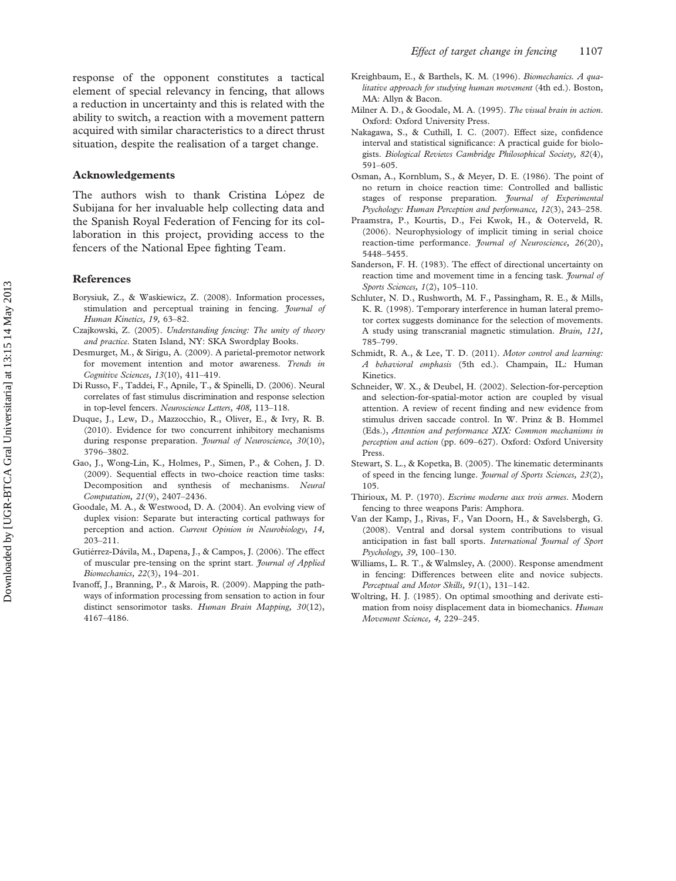response of the opponent constitutes a tactical element of special relevancy in fencing, that allows a reduction in uncertainty and this is related with the ability to switch, a reaction with a movement pattern acquired with similar characteristics to a direct thrust situation, despite the realisation of a target change.

## Acknowledgements

The authors wish to thank Cristina López de Subijana for her invaluable help collecting data and the Spanish Royal Federation of Fencing for its collaboration in this project, providing access to the fencers of the National Epee fighting Team.

## References

Borysiuk, Z., & Waskiewicz, Z. (2008). Information processes, stimulation and perceptual training in fencing. *Journal of Human Kinetics, 19,* 63–82.

Czajkowski, Z. (2005). *Understanding fencing: The unity of theory and practice*. Staten Island, NY: SKA Swordplay Books.

Desmurget, M., & Sirigu, A. (2009). A parietal-premotor network for movement intention and motor awareness. *Trends in Cognitive Sciences, 13*(10), 411–419.

Di Russo, F., Taddei, F., Apnile, T., & Spinelli, D. (2006). Neural correlates of fast stimulus discrimination and response selection in top-level fencers. *Neuroscience Letters, 408,* 113–118.

Duque, J., Lew, D., Mazzocchio, R., Oliver, E., & Ivry, R. B. (2010). Evidence for two concurrent inhibitory mechanisms during response preparation. *Journal of Neuroscience, 30*(10), 3796–3802.

Gao, J., Wong-Lin, K., Holmes, P., Simen, P., & Cohen, J. D. (2009). Sequential effects in two-choice reaction time tasks: Decomposition and synthesis of mechanisms. *Neural Computation, 21*(9), 2407–2436.

Goodale, M. A., & Westwood, D. A. (2004). An evolving view of duplex vision: Separate but interacting cortical pathways for perception and action. *Current Opinion in Neurobiology, 14,* 203–211.

Gutiérrez-Dávila, M., Dapena, J., & Campos, J. (2006). The effect of muscular pre-tensing on the sprint start. *Journal of Applied Biomechanics, 22*(3), 194–201.

Ivanoff, J., Branning, P., & Marois, R. (2009). Mapping the pathways of information processing from sensation to action in four distinct sensorimotor tasks. *Human Brain Mapping, 30*(12), 4167–4186.

Kreighbaum, E., & Barthels, K. M. (1996). *Biomechanics. A qualitative approach for studying human movement* (4th ed.). Boston, MA: Allyn & Bacon.

Milner A. D., & Goodale, M. A. (1995). *The visual brain in action*. Oxford: Oxford University Press.

Nakagawa, S., & Cuthill, I. C. (2007). Effect size, confidence interval and statistical significance: A practical guide for biologists. *Biological Reviews Cambridge Philosophical Society, 82*(4), 591–605.

Osman, A., Kornblum, S., & Meyer, D. E. (1986). The point of no return in choice reaction time: Controlled and ballistic stages of response preparation. *Journal of Experimental Psychology: Human Perception and performance, 12*(3), 243–258.

Praamstra, P., Kourtis, D., Fei Kwok, H., & Ooterveld, R. (2006). Neurophysiology of implicit timing in serial choice reaction-time performance. *Journal of Neuroscience, 26*(20), 5448–5455.

Sanderson, F. H. (1983). The effect of directional uncertainty on reaction time and movement time in a fencing task. *Journal of Sports Sciences, 1*(2), 105–110.

Schluter, N. D., Rushworth, M. F., Passingham, R. E., & Mills, K. R. (1998). Temporary interference in human lateral premotor cortex suggests dominance for the selection of movements. A study using transcranial magnetic stimulation. *Brain, 121,* 785–799.

Schmidt, R. A., & Lee, T. D. (2011). *Motor control and learning: A behavioral emphasis* (5th ed.). Champain, IL: Human Kinetics.

Schneider, W. X., & Deubel, H. (2002). Selection-for-perception and selection-for-spatial-motor action are coupled by visual attention. A review of recent finding and new evidence from stimulus driven saccade control. In W. Prinz & B. Hommel (Eds.), *Attention and performance XIX: Common mechanisms in perception and action* (pp. 609–627). Oxford: Oxford University Press.

Stewart, S. L., & Kopetka, B. (2005). The kinematic determinants of speed in the fencing lunge. *Journal of Sports Sciences, 23*(2), 105.

Thirioux, M. P. (1970). *Escrime moderne aux trois armes*. Modern fencing to three weapons Paris: Amphora.

Van der Kamp, J., Rivas, F., Van Doorn, H., & Savelsbergh, G. (2008). Ventral and dorsal system contributions to visual anticipation in fast ball sports. *International Journal of Sport Psychology, 39,* 100–130.

Williams, L. R. T., & Walmsley, A. (2000). Response amendment in fencing: Differences between elite and novice subjects. *Perceptual and Motor Skills, 91*(1), 131–142.

Woltring, H. J. (1985). On optimal smoothing and derivate estimation from noisy displacement data in biomechanics. *Human Movement Science, 4,* 229–245.